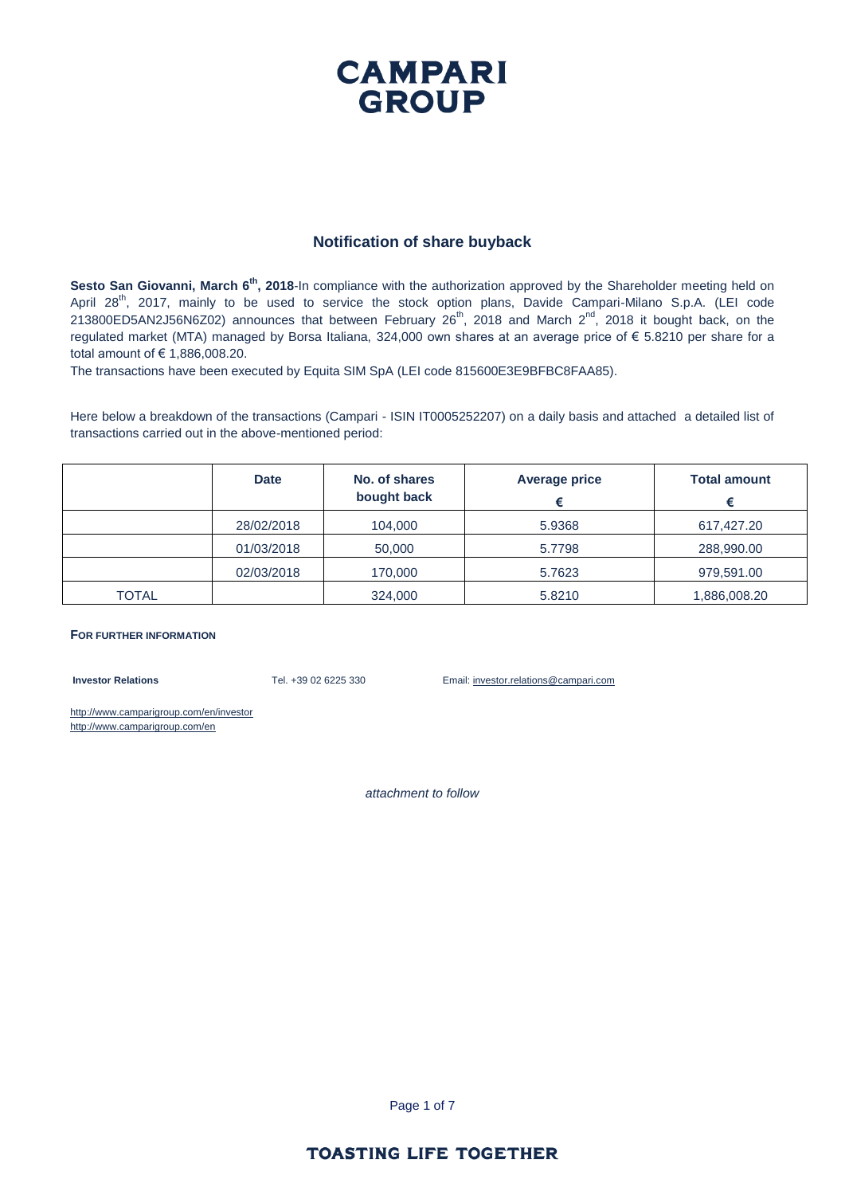# CAMPARI GROUP

## Notification of share buyback

**Sesto San Giovanni, March 6th, 2018**-In compliance with the authorization approved by the Shareholder meeting held on April 28th, 2017, mainly to be used to service the stock option plans, Davide Campari-Milano S.p.A. (LEI code 213800ED5AN2J56N6Z02) announces that between February 26th, 2018 and March 2nd, 2018 it bought back, on the regulated market (MTA) managed by Borsa Italiana, 324,000 own shares at an average price of € 5.8210 per share for a total amount of € 1,886,008.20.

The transactions have been executed by Equita SIM SpA (LEI code 815600E3E9BFBC8FAA85).

Here below a breakdown of the transactions (Campari - ISIN IT0005252207) on a daily basis and attached a detailed list of transactions carried out in the above-mentioned period:

| | Date | No. of shares bought back | Average price € | Total amount € |
|---|---|---|---|---|
| | 28/02/2018 | 104,000 | 5.9368 | 617,427.20 |
| | 01/03/2018 | 50,000 | 5.7798 | 288,990.00 |
| | 02/03/2018 | 170,000 | 5.7623 | 979,591.00 |
| TOTAL | | 324,000 | 5.8210 | 1,886,008.20 |

**FOR FURTHER INFORMATION**

**Investor Relations** Tel. +39 02 6225 330 Email: investor.relations@campari.com

http://www.camparigroup.com/en/investor
http://www.camparigroup.com/en

*attachment to follow*

TOASTING LIFE TOGETHER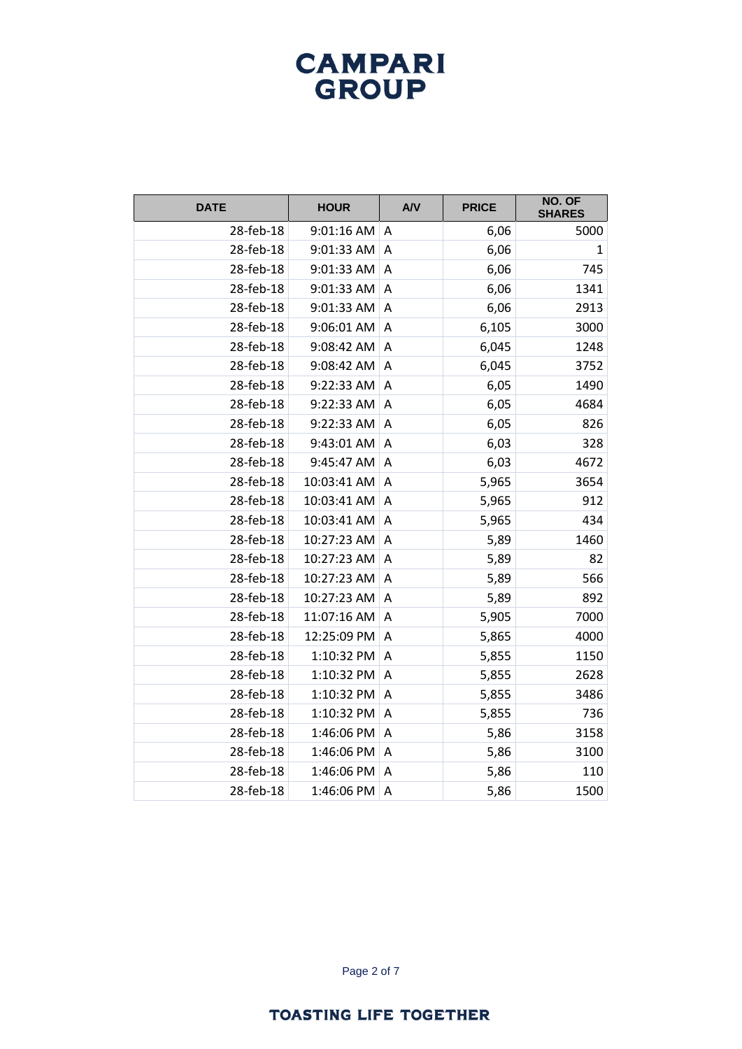| DATE | HOUR | A/V | PRICE | NO. OF SHARES |
|---|---|---|---|---|
| 28-feb-18 | 9:01:16 AM | A | 6,06 | 5000 |
| 28-feb-18 | 9:01:33 AM | A | 6,06 | 1 |
| 28-feb-18 | 9:01:33 AM | A | 6,06 | 745 |
| 28-feb-18 | 9:01:33 AM | A | 6,06 | 1341 |
| 28-feb-18 | 9:01:33 AM | A | 6,06 | 2913 |
| 28-feb-18 | 9:06:01 AM | A | 6,105 | 3000 |
| 28-feb-18 | 9:08:42 AM | A | 6,045 | 1248 |
| 28-feb-18 | 9:08:42 AM | A | 6,045 | 3752 |
| 28-feb-18 | 9:22:33 AM | A | 6,05 | 1490 |
| 28-feb-18 | 9:22:33 AM | A | 6,05 | 4684 |
| 28-feb-18 | 9:22:33 AM | A | 6,05 | 826 |
| 28-feb-18 | 9:43:01 AM | A | 6,03 | 328 |
| 28-feb-18 | 9:45:47 AM | A | 6,03 | 4672 |
| 28-feb-18 | 10:03:41 AM | A | 5,965 | 3654 |
| 28-feb-18 | 10:03:41 AM | A | 5,965 | 912 |
| 28-feb-18 | 10:03:41 AM | A | 5,965 | 434 |
| 28-feb-18 | 10:27:23 AM | A | 5,89 | 1460 |
| 28-feb-18 | 10:27:23 AM | A | 5,89 | 82 |
| 28-feb-18 | 10:27:23 AM | A | 5,89 | 566 |
| 28-feb-18 | 10:27:23 AM | A | 5,89 | 892 |
| 28-feb-18 | 11:07:16 AM | A | 5,905 | 7000 |
| 28-feb-18 | 12:25:09 PM | A | 5,865 | 4000 |
| 28-feb-18 | 1:10:32 PM | A | 5,855 | 1150 |
| 28-feb-18 | 1:10:32 PM | A | 5,855 | 2628 |
| 28-feb-18 | 1:10:32 PM | A | 5,855 | 3486 |
| 28-feb-18 | 1:10:32 PM | A | 5,855 | 736 |
| 28-feb-18 | 1:46:06 PM | A | 5,86 | 3158 |
| 28-feb-18 | 1:46:06 PM | A | 5,86 | 3100 |
| 28-feb-18 | 1:46:06 PM | A | 5,86 | 110 |
| 28-feb-18 | 1:46:06 PM | A | 5,86 | 1500 |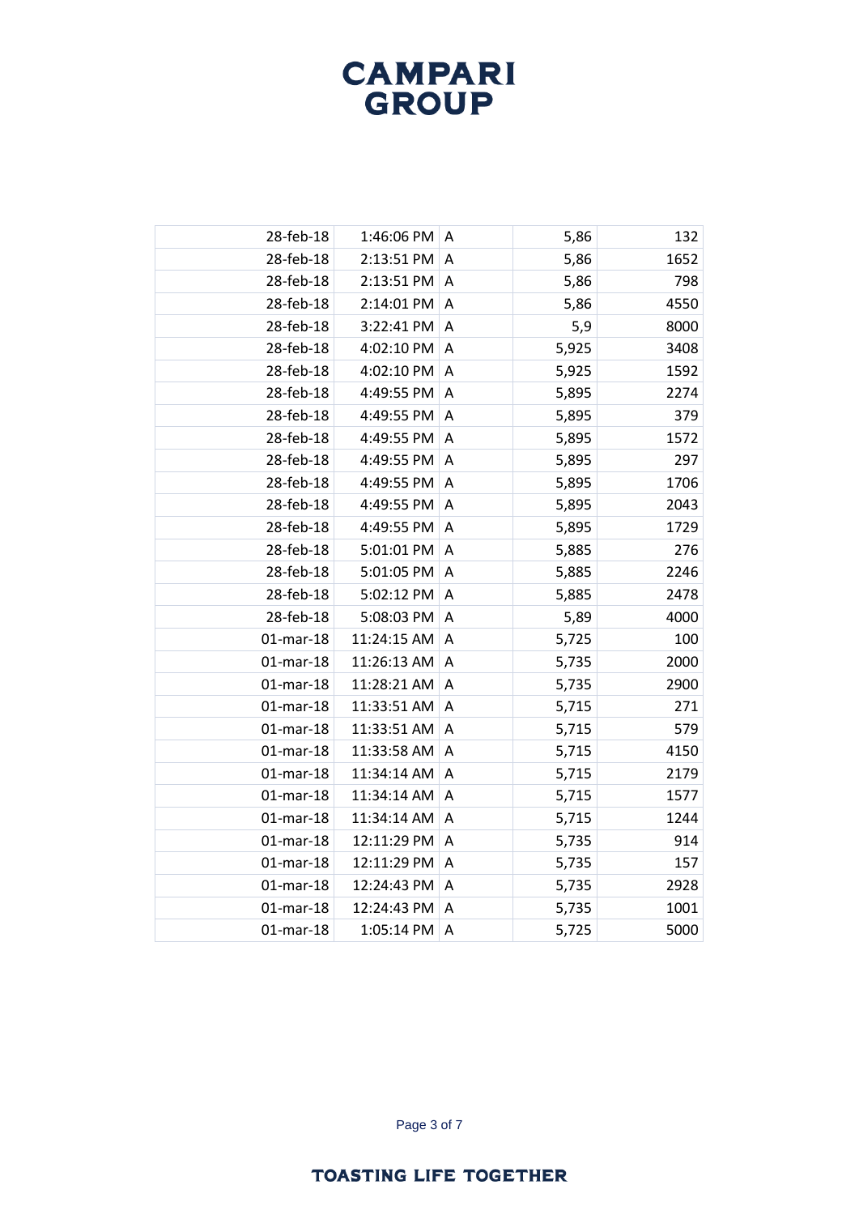| | | | | |
|---|---|---|---|---|
| 28-feb-18 | 1:46:06 PM | A | 5,86 | 132 |
| 28-feb-18 | 2:13:51 PM | A | 5,86 | 1652 |
| 28-feb-18 | 2:13:51 PM | A | 5,86 | 798 |
| 28-feb-18 | 2:14:01 PM | A | 5,86 | 4550 |
| 28-feb-18 | 3:22:41 PM | A | 5,9 | 8000 |
| 28-feb-18 | 4:02:10 PM | A | 5,925 | 3408 |
| 28-feb-18 | 4:02:10 PM | A | 5,925 | 1592 |
| 28-feb-18 | 4:49:55 PM | A | 5,895 | 2274 |
| 28-feb-18 | 4:49:55 PM | A | 5,895 | 379 |
| 28-feb-18 | 4:49:55 PM | A | 5,895 | 1572 |
| 28-feb-18 | 4:49:55 PM | A | 5,895 | 297 |
| 28-feb-18 | 4:49:55 PM | A | 5,895 | 1706 |
| 28-feb-18 | 4:49:55 PM | A | 5,895 | 2043 |
| 28-feb-18 | 4:49:55 PM | A | 5,895 | 1729 |
| 28-feb-18 | 5:01:01 PM | A | 5,885 | 276 |
| 28-feb-18 | 5:01:05 PM | A | 5,885 | 2246 |
| 28-feb-18 | 5:02:12 PM | A | 5,885 | 2478 |
| 28-feb-18 | 5:08:03 PM | A | 5,89 | 4000 |
| 01-mar-18 | 11:24:15 AM | A | 5,725 | 100 |
| 01-mar-18 | 11:26:13 AM | A | 5,735 | 2000 |
| 01-mar-18 | 11:28:21 AM | A | 5,735 | 2900 |
| 01-mar-18 | 11:33:51 AM | A | 5,715 | 271 |
| 01-mar-18 | 11:33:51 AM | A | 5,715 | 579 |
| 01-mar-18 | 11:33:58 AM | A | 5,715 | 4150 |
| 01-mar-18 | 11:34:14 AM | A | 5,715 | 2179 |
| 01-mar-18 | 11:34:14 AM | A | 5,715 | 1577 |
| 01-mar-18 | 11:34:14 AM | A | 5,715 | 1244 |
| 01-mar-18 | 12:11:29 PM | A | 5,735 | 914 |
| 01-mar-18 | 12:11:29 PM | A | 5,735 | 157 |
| 01-mar-18 | 12:24:43 PM | A | 5,735 | 2928 |
| 01-mar-18 | 12:24:43 PM | A | 5,735 | 1001 |
| 01-mar-18 | 1:05:14 PM | A | 5,725 | 5000 |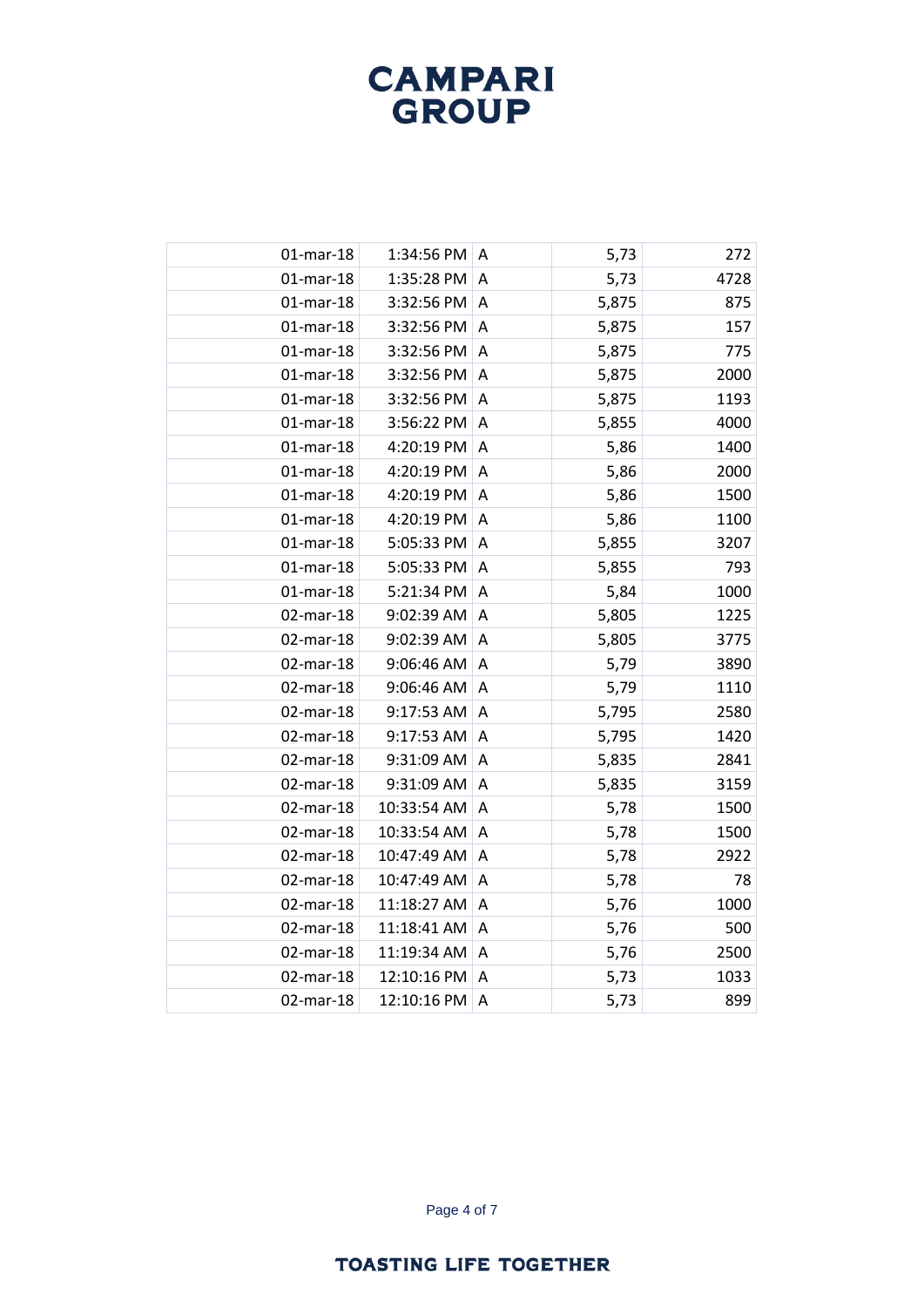| | | | | |
|---|---|---|---|---|
| 01-mar-18 | 1:34:56 PM | A | 5,73 | 272 |
| 01-mar-18 | 1:35:28 PM | A | 5,73 | 4728 |
| 01-mar-18 | 3:32:56 PM | A | 5,875 | 875 |
| 01-mar-18 | 3:32:56 PM | A | 5,875 | 157 |
| 01-mar-18 | 3:32:56 PM | A | 5,875 | 775 |
| 01-mar-18 | 3:32:56 PM | A | 5,875 | 2000 |
| 01-mar-18 | 3:32:56 PM | A | 5,875 | 1193 |
| 01-mar-18 | 3:56:22 PM | A | 5,855 | 4000 |
| 01-mar-18 | 4:20:19 PM | A | 5,86 | 1400 |
| 01-mar-18 | 4:20:19 PM | A | 5,86 | 2000 |
| 01-mar-18 | 4:20:19 PM | A | 5,86 | 1500 |
| 01-mar-18 | 4:20:19 PM | A | 5,86 | 1100 |
| 01-mar-18 | 5:05:33 PM | A | 5,855 | 3207 |
| 01-mar-18 | 5:05:33 PM | A | 5,855 | 793 |
| 01-mar-18 | 5:21:34 PM | A | 5,84 | 1000 |
| 02-mar-18 | 9:02:39 AM | A | 5,805 | 1225 |
| 02-mar-18 | 9:02:39 AM | A | 5,805 | 3775 |
| 02-mar-18 | 9:06:46 AM | A | 5,79 | 3890 |
| 02-mar-18 | 9:06:46 AM | A | 5,79 | 1110 |
| 02-mar-18 | 9:17:53 AM | A | 5,795 | 2580 |
| 02-mar-18 | 9:17:53 AM | A | 5,795 | 1420 |
| 02-mar-18 | 9:31:09 AM | A | 5,835 | 2841 |
| 02-mar-18 | 9:31:09 AM | A | 5,835 | 3159 |
| 02-mar-18 | 10:33:54 AM | A | 5,78 | 1500 |
| 02-mar-18 | 10:33:54 AM | A | 5,78 | 1500 |
| 02-mar-18 | 10:47:49 AM | A | 5,78 | 2922 |
| 02-mar-18 | 10:47:49 AM | A | 5,78 | 78 |
| 02-mar-18 | 11:18:27 AM | A | 5,76 | 1000 |
| 02-mar-18 | 11:18:41 AM | A | 5,76 | 500 |
| 02-mar-18 | 11:19:34 AM | A | 5,76 | 2500 |
| 02-mar-18 | 12:10:16 PM | A | 5,73 | 1033 |
| 02-mar-18 | 12:10:16 PM | A | 5,73 | 899 |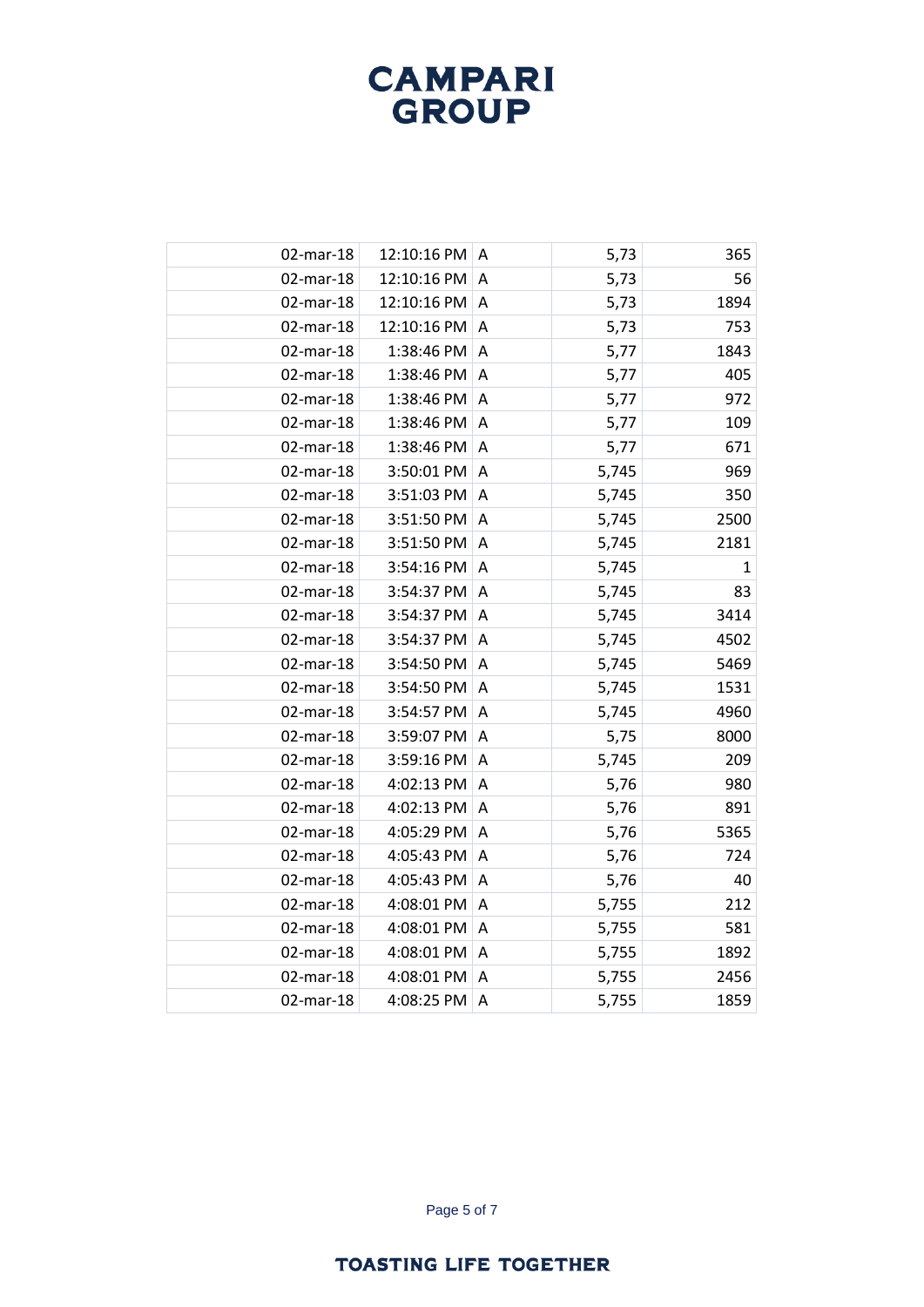| | | | | |
|---|---|---|---|---|
| 02-mar-18 | 12:10:16 PM | A | 5,73 | 365 |
| 02-mar-18 | 12:10:16 PM | A | 5,73 | 56 |
| 02-mar-18 | 12:10:16 PM | A | 5,73 | 1894 |
| 02-mar-18 | 12:10:16 PM | A | 5,73 | 753 |
| 02-mar-18 | 1:38:46 PM | A | 5,77 | 1843 |
| 02-mar-18 | 1:38:46 PM | A | 5,77 | 405 |
| 02-mar-18 | 1:38:46 PM | A | 5,77 | 972 |
| 02-mar-18 | 1:38:46 PM | A | 5,77 | 109 |
| 02-mar-18 | 1:38:46 PM | A | 5,77 | 671 |
| 02-mar-18 | 3:50:01 PM | A | 5,745 | 969 |
| 02-mar-18 | 3:51:03 PM | A | 5,745 | 350 |
| 02-mar-18 | 3:51:50 PM | A | 5,745 | 2500 |
| 02-mar-18 | 3:51:50 PM | A | 5,745 | 2181 |
| 02-mar-18 | 3:54:16 PM | A | 5,745 | 1 |
| 02-mar-18 | 3:54:37 PM | A | 5,745 | 83 |
| 02-mar-18 | 3:54:37 PM | A | 5,745 | 3414 |
| 02-mar-18 | 3:54:37 PM | A | 5,745 | 4502 |
| 02-mar-18 | 3:54:50 PM | A | 5,745 | 5469 |
| 02-mar-18 | 3:54:50 PM | A | 5,745 | 1531 |
| 02-mar-18 | 3:54:57 PM | A | 5,745 | 4960 |
| 02-mar-18 | 3:59:07 PM | A | 5,75 | 8000 |
| 02-mar-18 | 3:59:16 PM | A | 5,745 | 209 |
| 02-mar-18 | 4:02:13 PM | A | 5,76 | 980 |
| 02-mar-18 | 4:02:13 PM | A | 5,76 | 891 |
| 02-mar-18 | 4:05:29 PM | A | 5,76 | 5365 |
| 02-mar-18 | 4:05:43 PM | A | 5,76 | 724 |
| 02-mar-18 | 4:05:43 PM | A | 5,76 | 40 |
| 02-mar-18 | 4:08:01 PM | A | 5,755 | 212 |
| 02-mar-18 | 4:08:01 PM | A | 5,755 | 581 |
| 02-mar-18 | 4:08:01 PM | A | 5,755 | 1892 |
| 02-mar-18 | 4:08:01 PM | A | 5,755 | 2456 |
| 02-mar-18 | 4:08:25 PM | A | 5,755 | 1859 |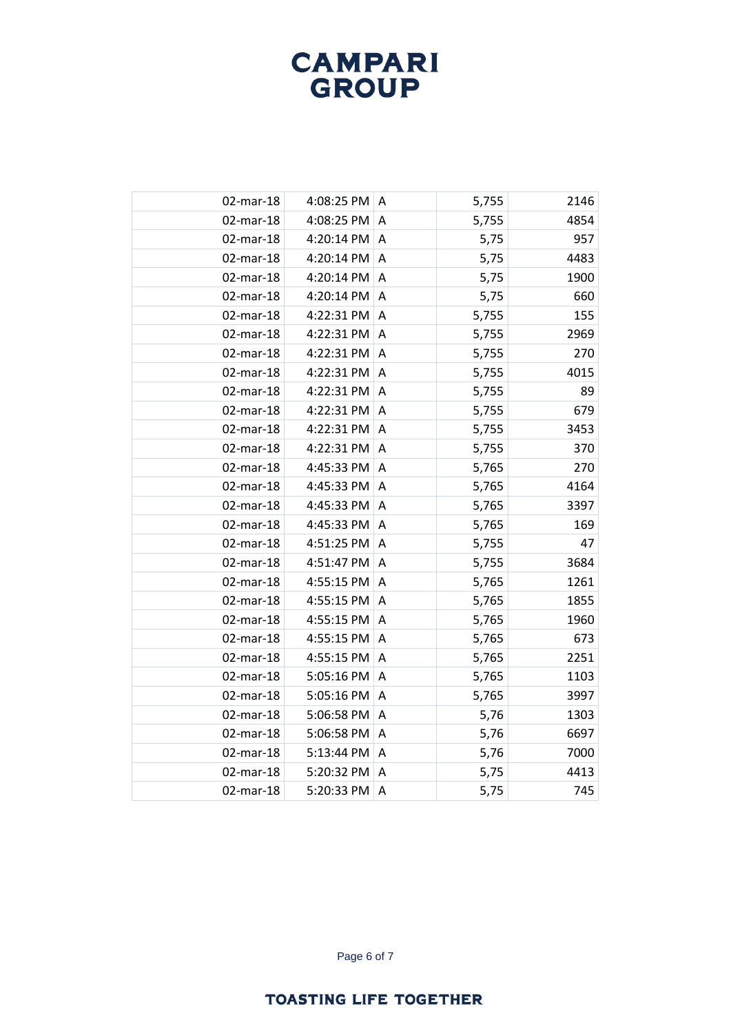| | | | | |
|---|---|---|---|---|
| 02-mar-18 | 4:08:25 PM | A | 5,755 | 2146 |
| 02-mar-18 | 4:08:25 PM | A | 5,755 | 4854 |
| 02-mar-18 | 4:20:14 PM | A | 5,75 | 957 |
| 02-mar-18 | 4:20:14 PM | A | 5,75 | 4483 |
| 02-mar-18 | 4:20:14 PM | A | 5,75 | 1900 |
| 02-mar-18 | 4:20:14 PM | A | 5,75 | 660 |
| 02-mar-18 | 4:22:31 PM | A | 5,755 | 155 |
| 02-mar-18 | 4:22:31 PM | A | 5,755 | 2969 |
| 02-mar-18 | 4:22:31 PM | A | 5,755 | 270 |
| 02-mar-18 | 4:22:31 PM | A | 5,755 | 4015 |
| 02-mar-18 | 4:22:31 PM | A | 5,755 | 89 |
| 02-mar-18 | 4:22:31 PM | A | 5,755 | 679 |
| 02-mar-18 | 4:22:31 PM | A | 5,755 | 3453 |
| 02-mar-18 | 4:22:31 PM | A | 5,755 | 370 |
| 02-mar-18 | 4:45:33 PM | A | 5,765 | 270 |
| 02-mar-18 | 4:45:33 PM | A | 5,765 | 4164 |
| 02-mar-18 | 4:45:33 PM | A | 5,765 | 3397 |
| 02-mar-18 | 4:45:33 PM | A | 5,765 | 169 |
| 02-mar-18 | 4:51:25 PM | A | 5,755 | 47 |
| 02-mar-18 | 4:51:47 PM | A | 5,755 | 3684 |
| 02-mar-18 | 4:55:15 PM | A | 5,765 | 1261 |
| 02-mar-18 | 4:55:15 PM | A | 5,765 | 1855 |
| 02-mar-18 | 4:55:15 PM | A | 5,765 | 1960 |
| 02-mar-18 | 4:55:15 PM | A | 5,765 | 673 |
| 02-mar-18 | 4:55:15 PM | A | 5,765 | 2251 |
| 02-mar-18 | 5:05:16 PM | A | 5,765 | 1103 |
| 02-mar-18 | 5:05:16 PM | A | 5,765 | 3997 |
| 02-mar-18 | 5:06:58 PM | A | 5,76 | 1303 |
| 02-mar-18 | 5:06:58 PM | A | 5,76 | 6697 |
| 02-mar-18 | 5:13:44 PM | A | 5,76 | 7000 |
| 02-mar-18 | 5:20:32 PM | A | 5,75 | 4413 |
| 02-mar-18 | 5:20:33 PM | A | 5,75 | 745 |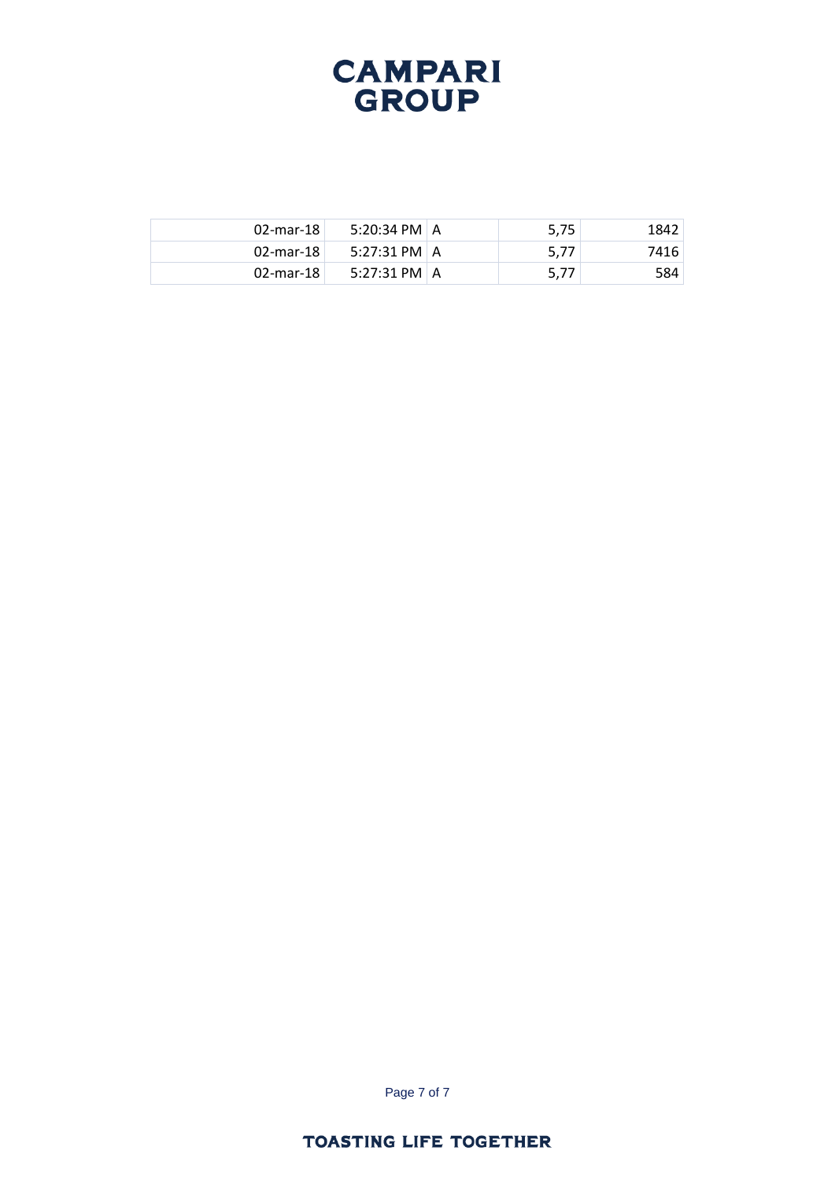| | | | | |
|---|---|---|---|---|
| 02-mar-18 | 5:20:34 PM | A | 5,75 | 1842 |
| 02-mar-18 | 5:27:31 PM | A | 5,77 | 7416 |
| 02-mar-18 | 5:27:31 PM | A | 5,77 | 584 |